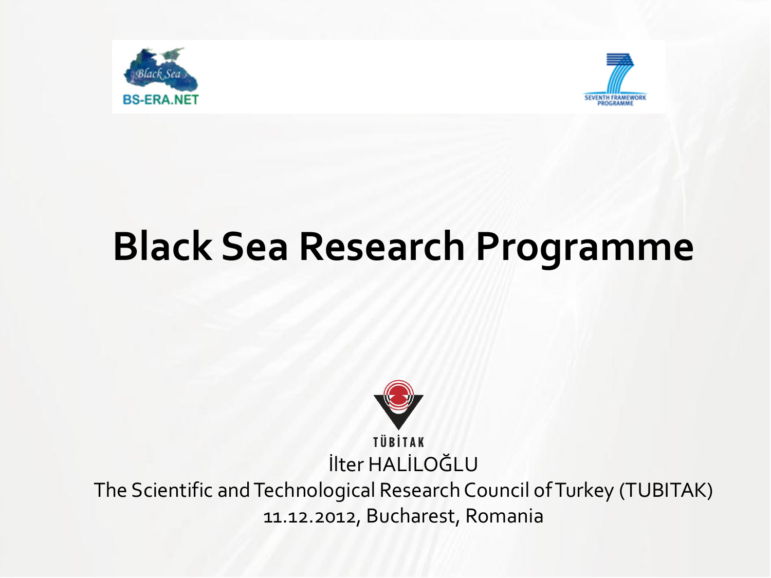# Black Sea Research Programme

İlter HALİLOĞLU

The Scientific and Technological Research Council of Turkey (TUBITAK)

11.12.2012, Bucharest, Romania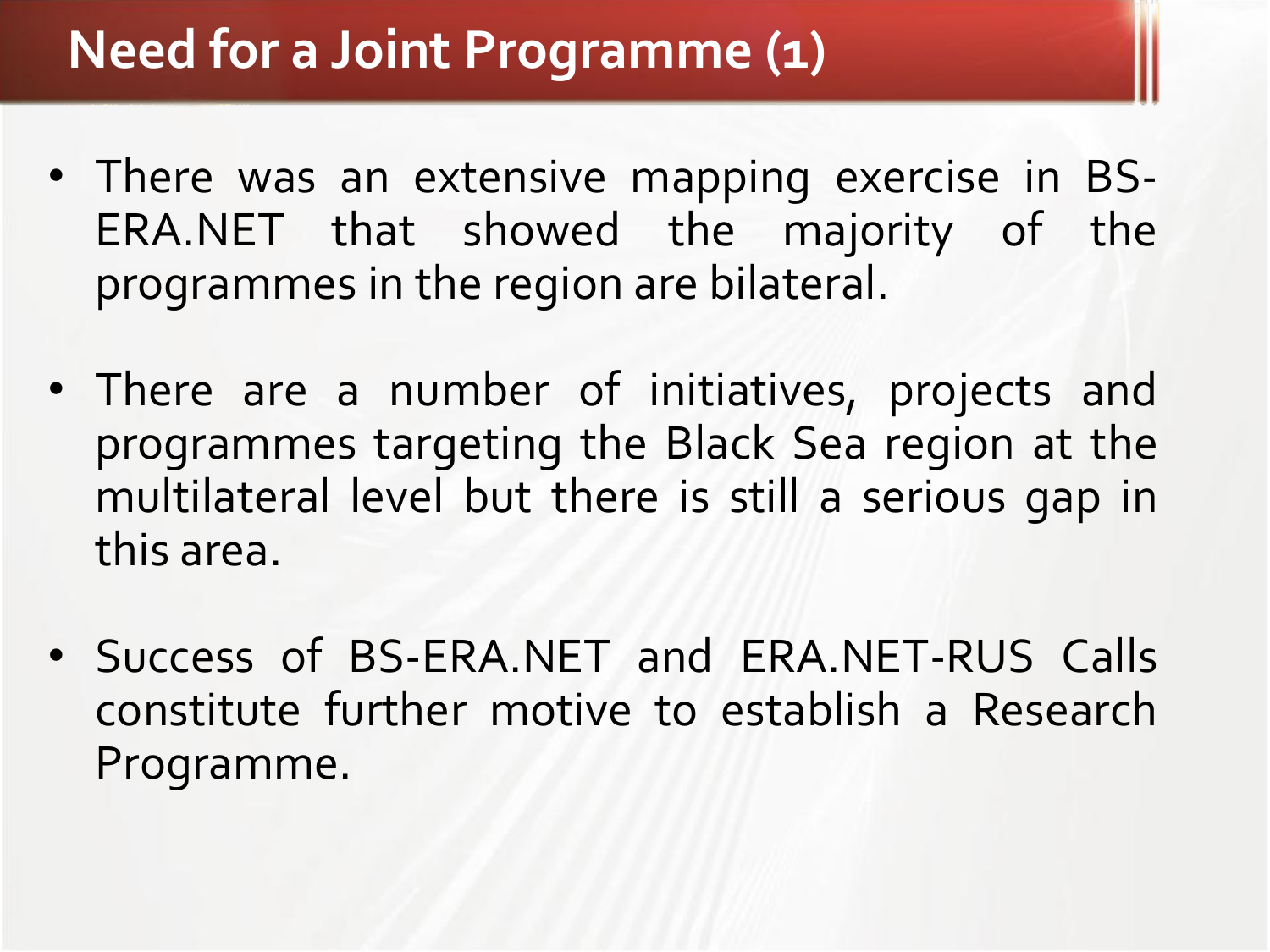# Need for a Joint Programme (1)

- There was an extensive mapping exercise in BS-ERA.NET that showed the majority of the programmes in the region are bilateral.
- There are a number of initiatives, projects and programmes targeting the Black Sea region at the multilateral level but there is still a serious gap in this area.
- Success of BS-ERA.NET and ERA.NET-RUS Calls constitute further motive to establish a Research Programme.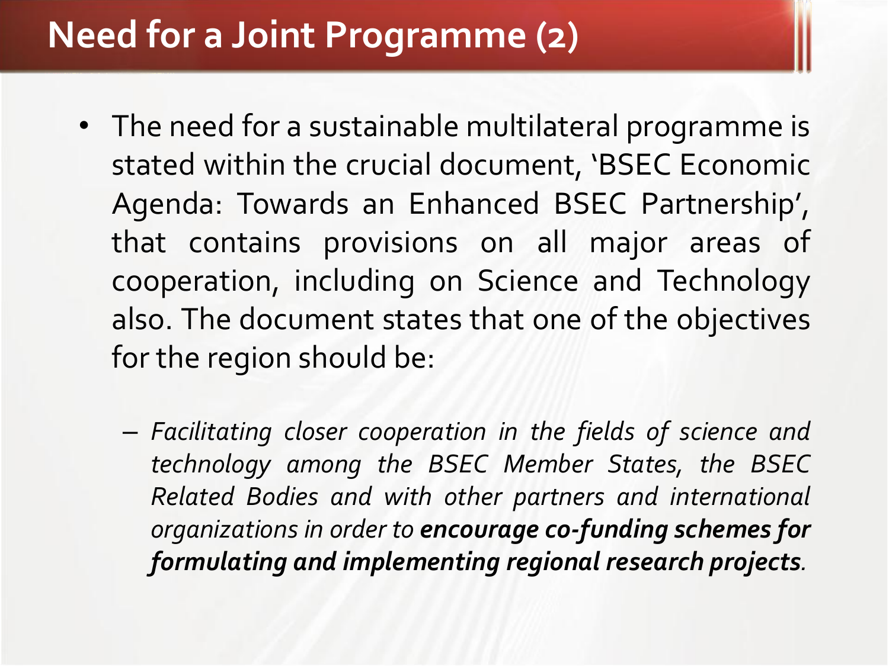# Need for a Joint Programme (2)

- The need for a sustainable multilateral programme is stated within the crucial document, 'BSEC Economic Agenda: Towards an Enhanced BSEC Partnership', that contains provisions on all major areas of cooperation, including on Science and Technology also. The document states that one of the objectives for the region should be:
  - *Facilitating closer cooperation in the fields of science and technology among the BSEC Member States, the BSEC Related Bodies and with other partners and international organizations in order to* ***encourage co-funding schemes for formulating and implementing regional research projects****.*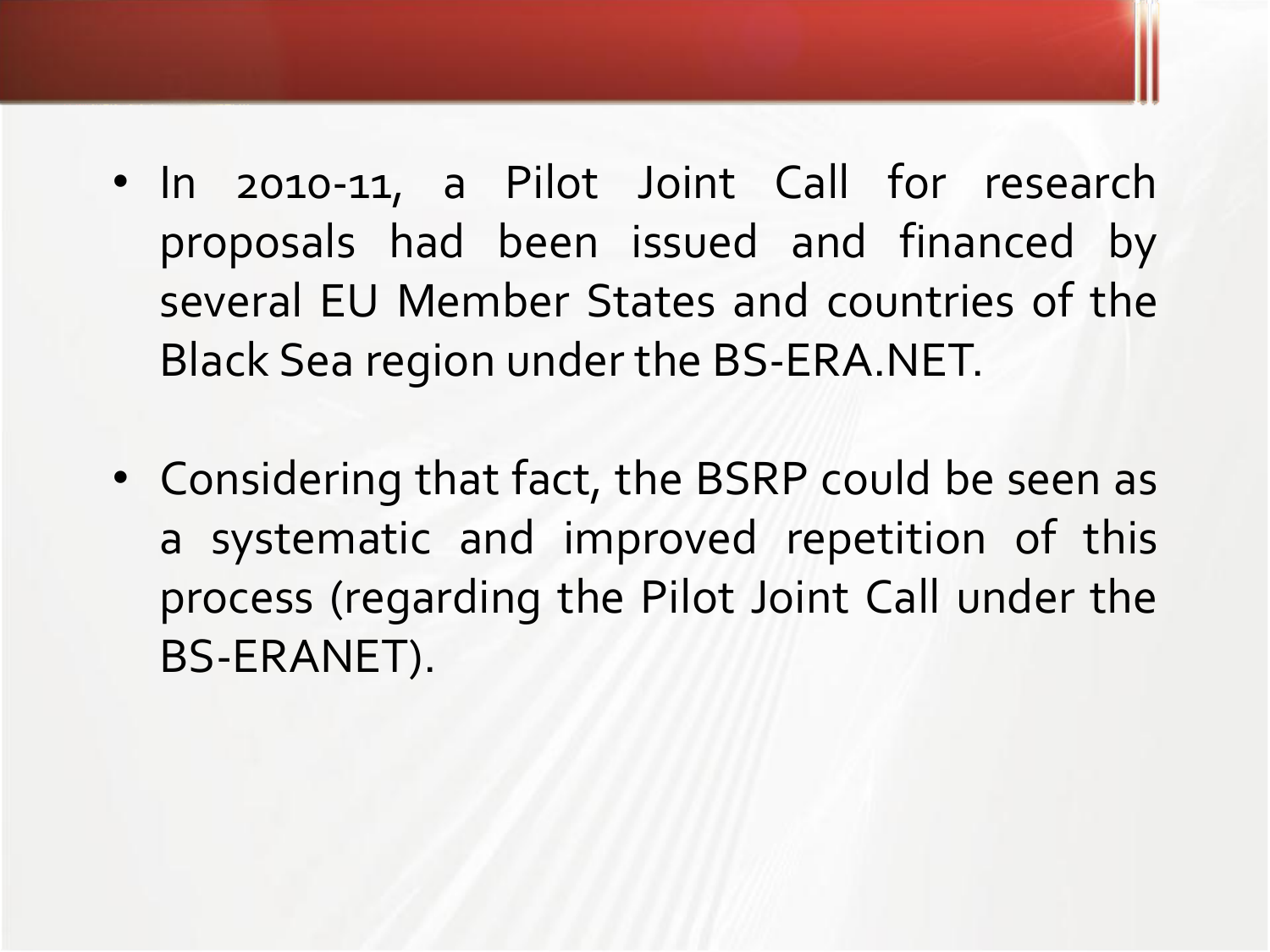- In 2010-11, a Pilot Joint Call for research proposals had been issued and financed by several EU Member States and countries of the Black Sea region under the BS-ERA.NET.

- Considering that fact, the BSRP could be seen as a systematic and improved repetition of this process (regarding the Pilot Joint Call under the BS-ERANET).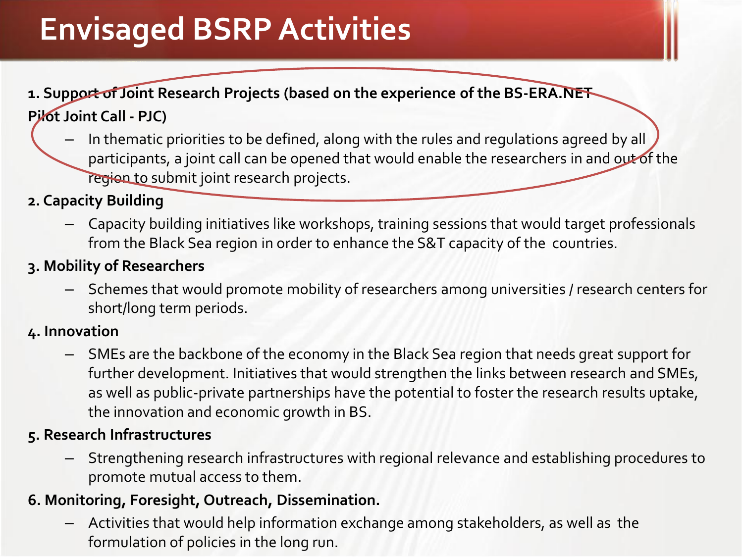# Envisaged BSRP Activities

**1. Support of Joint Research Projects (based on the experience of the BS-ERA.NET Pilot Joint Call - PJC)**

- In thematic priorities to be defined, along with the rules and regulations agreed by all participants, a joint call can be opened that would enable the researchers in and out of the region to submit joint research projects.

**2. Capacity Building**

- Capacity building initiatives like workshops, training sessions that would target professionals from the Black Sea region in order to enhance the S&T capacity of the countries.

**3. Mobility of Researchers**

- Schemes that would promote mobility of researchers among universities / research centers for short/long term periods.

**4. Innovation**

- SMEs are the backbone of the economy in the Black Sea region that needs great support for further development. Initiatives that would strengthen the links between research and SMEs, as well as public-private partnerships have the potential to foster the research results uptake, the innovation and economic growth in BS.

**5. Research Infrastructures**

- Strengthening research infrastructures with regional relevance and establishing procedures to promote mutual access to them.

**6. Monitoring, Foresight, Outreach, Dissemination.**

- Activities that would help information exchange among stakeholders, as well as the formulation of policies in the long run.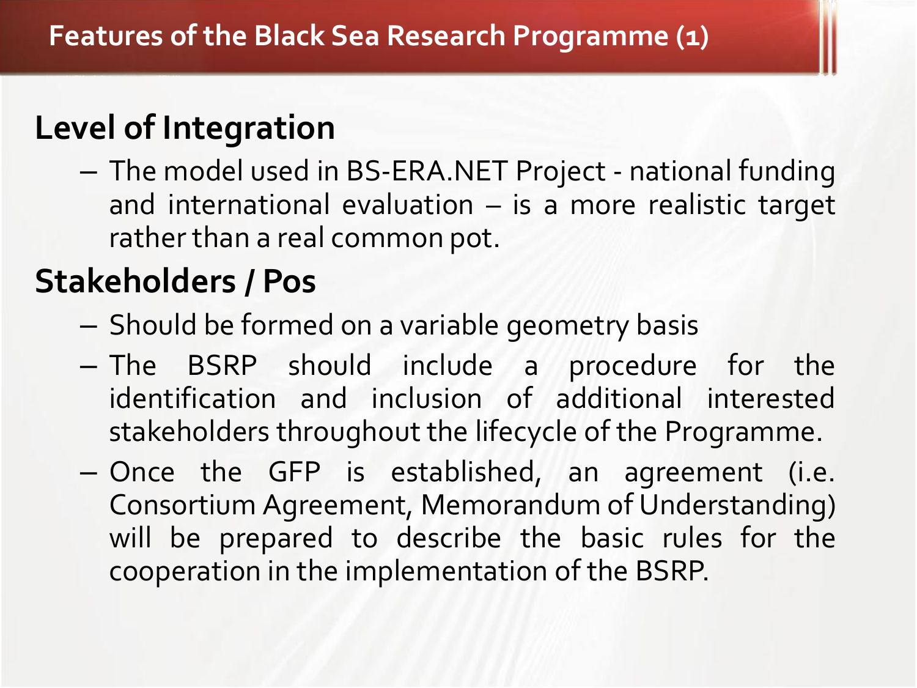# Features of the Black Sea Research Programme (1)

## Level of Integration

- The model used in BS-ERA.NET Project - national funding and international evaluation – is a more realistic target rather than a real common pot.

## Stakeholders / Pos

- Should be formed on a variable geometry basis
- The BSRP should include a procedure for the identification and inclusion of additional interested stakeholders throughout the lifecycle of the Programme.
- Once the GFP is established, an agreement (i.e. Consortium Agreement, Memorandum of Understanding) will be prepared to describe the basic rules for the cooperation in the implementation of the BSRP.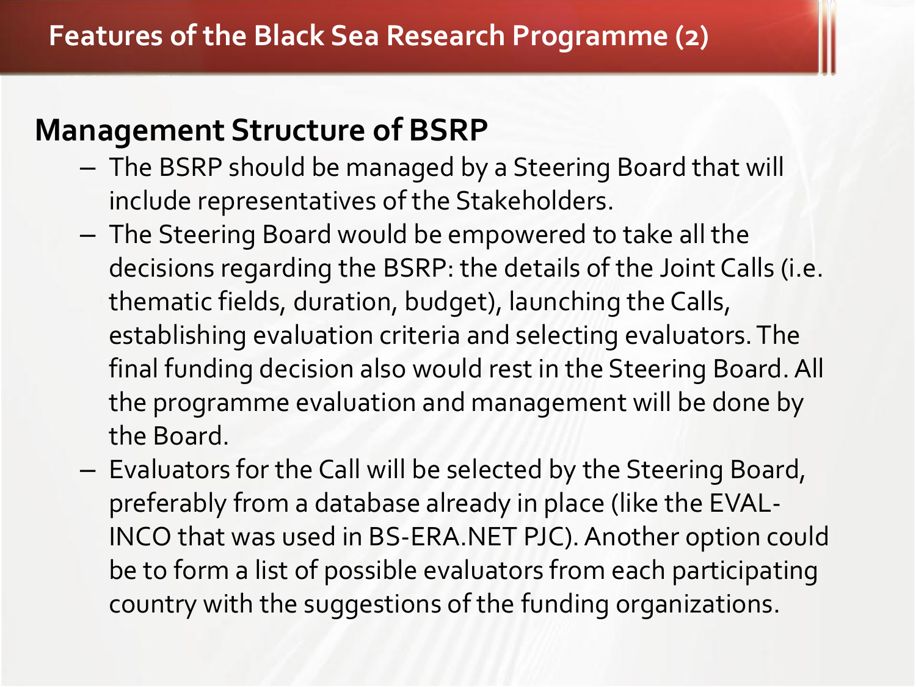# Features of the Black Sea Research Programme (2)

## Management Structure of BSRP

- The BSRP should be managed by a Steering Board that will include representatives of the Stakeholders.
- The Steering Board would be empowered to take all the decisions regarding the BSRP: the details of the Joint Calls (i.e. thematic fields, duration, budget), launching the Calls, establishing evaluation criteria and selecting evaluators. The final funding decision also would rest in the Steering Board. All the programme evaluation and management will be done by the Board.
- Evaluators for the Call will be selected by the Steering Board, preferably from a database already in place (like the EVAL-INCO that was used in BS-ERA.NET PJC). Another option could be to form a list of possible evaluators from each participating country with the suggestions of the funding organizations.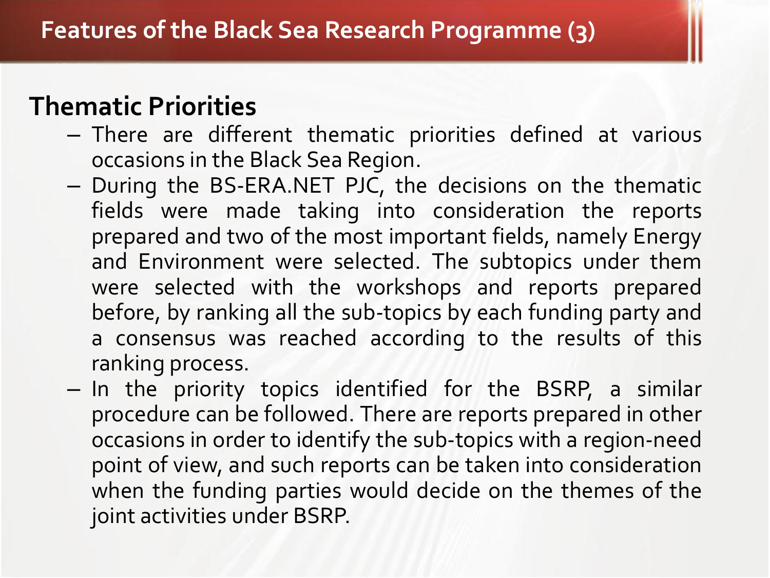# Features of the Black Sea Research Programme (3)

## Thematic Priorities

- There are different thematic priorities defined at various occasions in the Black Sea Region.
- During the BS-ERA.NET PJC, the decisions on the thematic fields were made taking into consideration the reports prepared and two of the most important fields, namely Energy and Environment were selected. The subtopics under them were selected with the workshops and reports prepared before, by ranking all the sub-topics by each funding party and a consensus was reached according to the results of this ranking process.
- In the priority topics identified for the BSRP, a similar procedure can be followed. There are reports prepared in other occasions in order to identify the sub-topics with a region-need point of view, and such reports can be taken into consideration when the funding parties would decide on the themes of the joint activities under BSRP.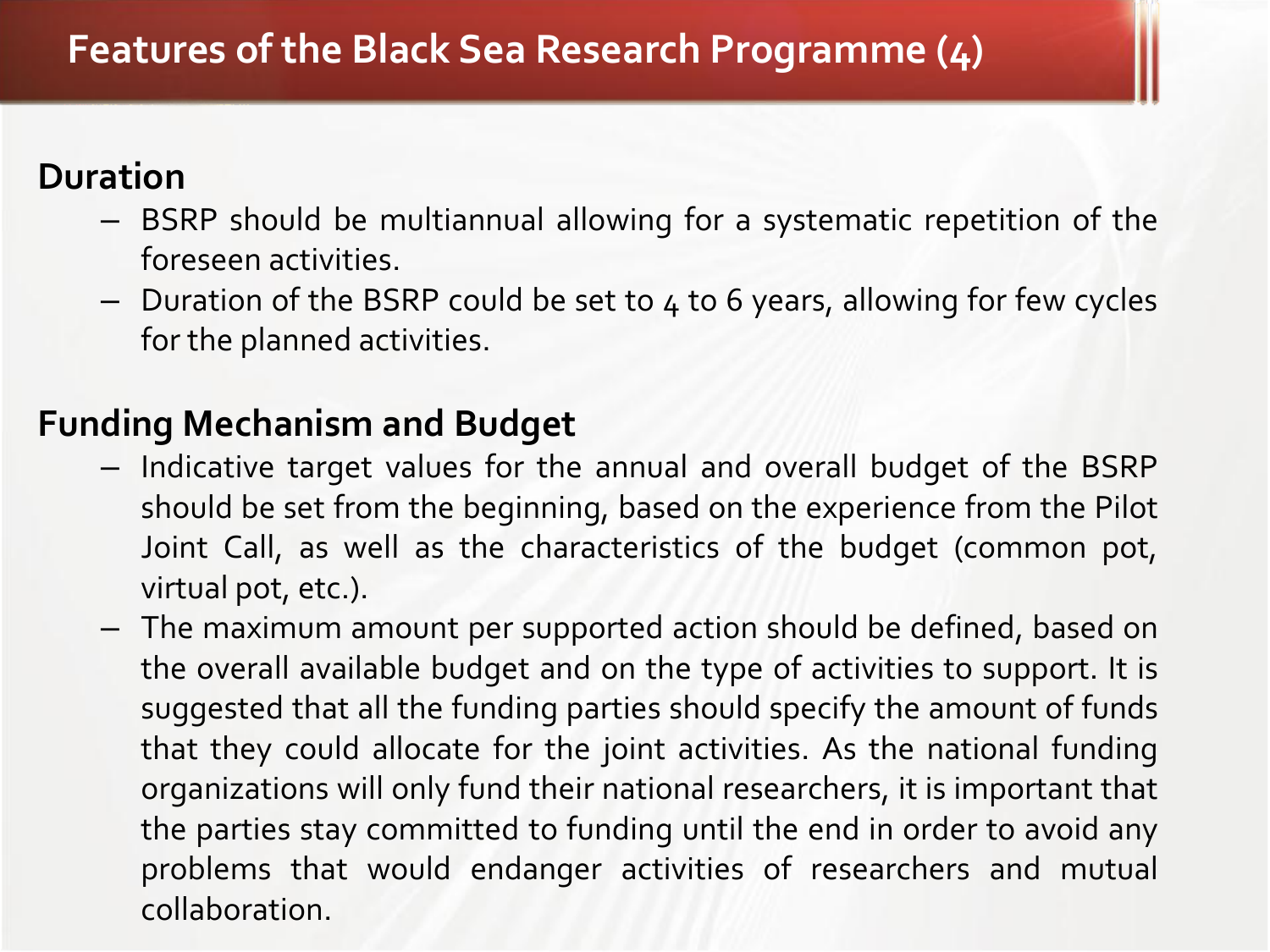# Features of the Black Sea Research Programme (4)

**Duration**

- BSRP should be multiannual allowing for a systematic repetition of the foreseen activities.
- Duration of the BSRP could be set to 4 to 6 years, allowing for few cycles for the planned activities.

**Funding Mechanism and Budget**

- Indicative target values for the annual and overall budget of the BSRP should be set from the beginning, based on the experience from the Pilot Joint Call, as well as the characteristics of the budget (common pot, virtual pot, etc.).
- The maximum amount per supported action should be defined, based on the overall available budget and on the type of activities to support. It is suggested that all the funding parties should specify the amount of funds that they could allocate for the joint activities. As the national funding organizations will only fund their national researchers, it is important that the parties stay committed to funding until the end in order to avoid any problems that would endanger activities of researchers and mutual collaboration.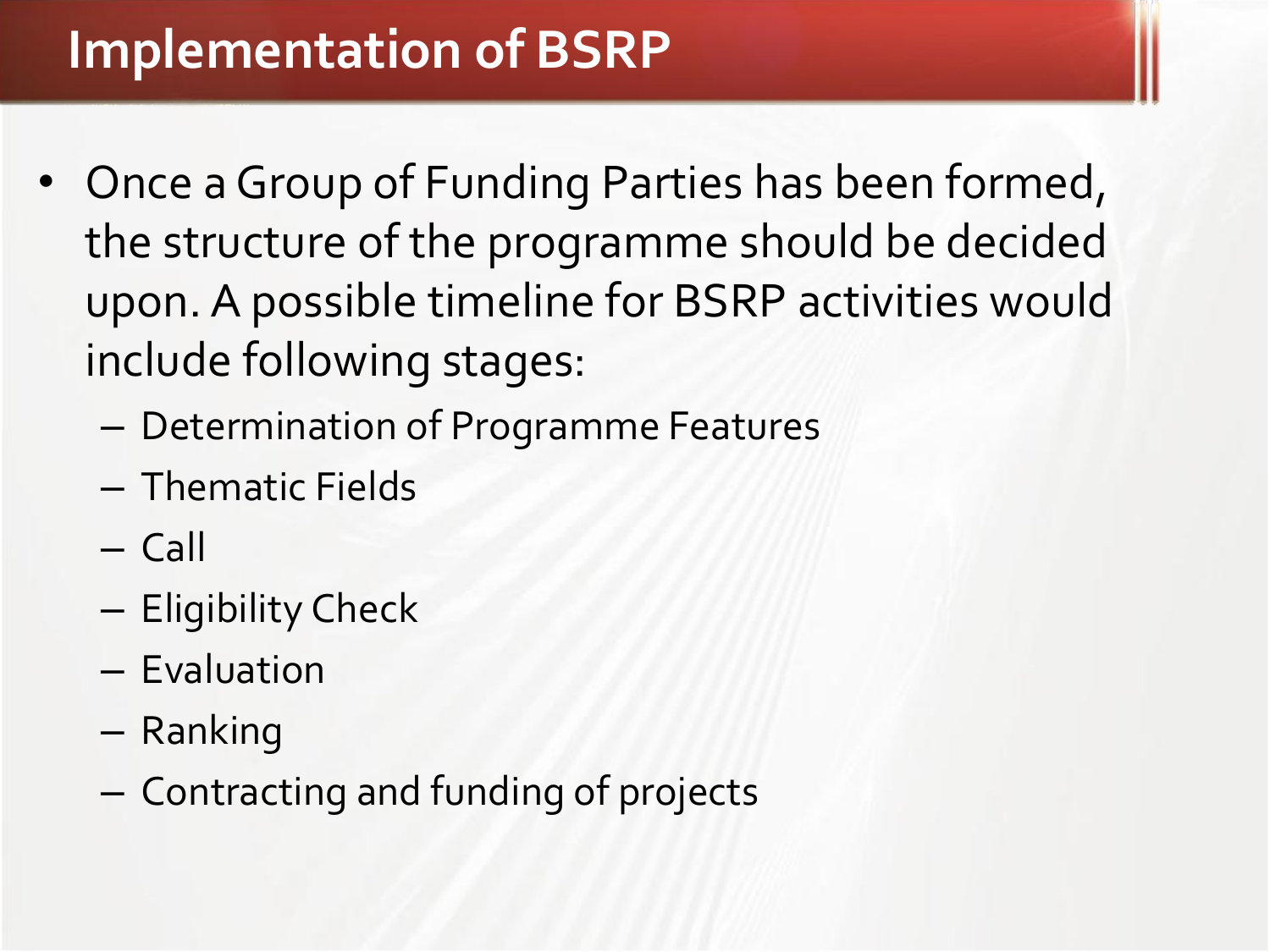# Implementation of BSRP

- Once a Group of Funding Parties has been formed, the structure of the programme should be decided upon. A possible timeline for BSRP activities would include following stages:
  - Determination of Programme Features
  - Thematic Fields
  - Call
  - Eligibility Check
  - Evaluation
  - Ranking
  - Contracting and funding of projects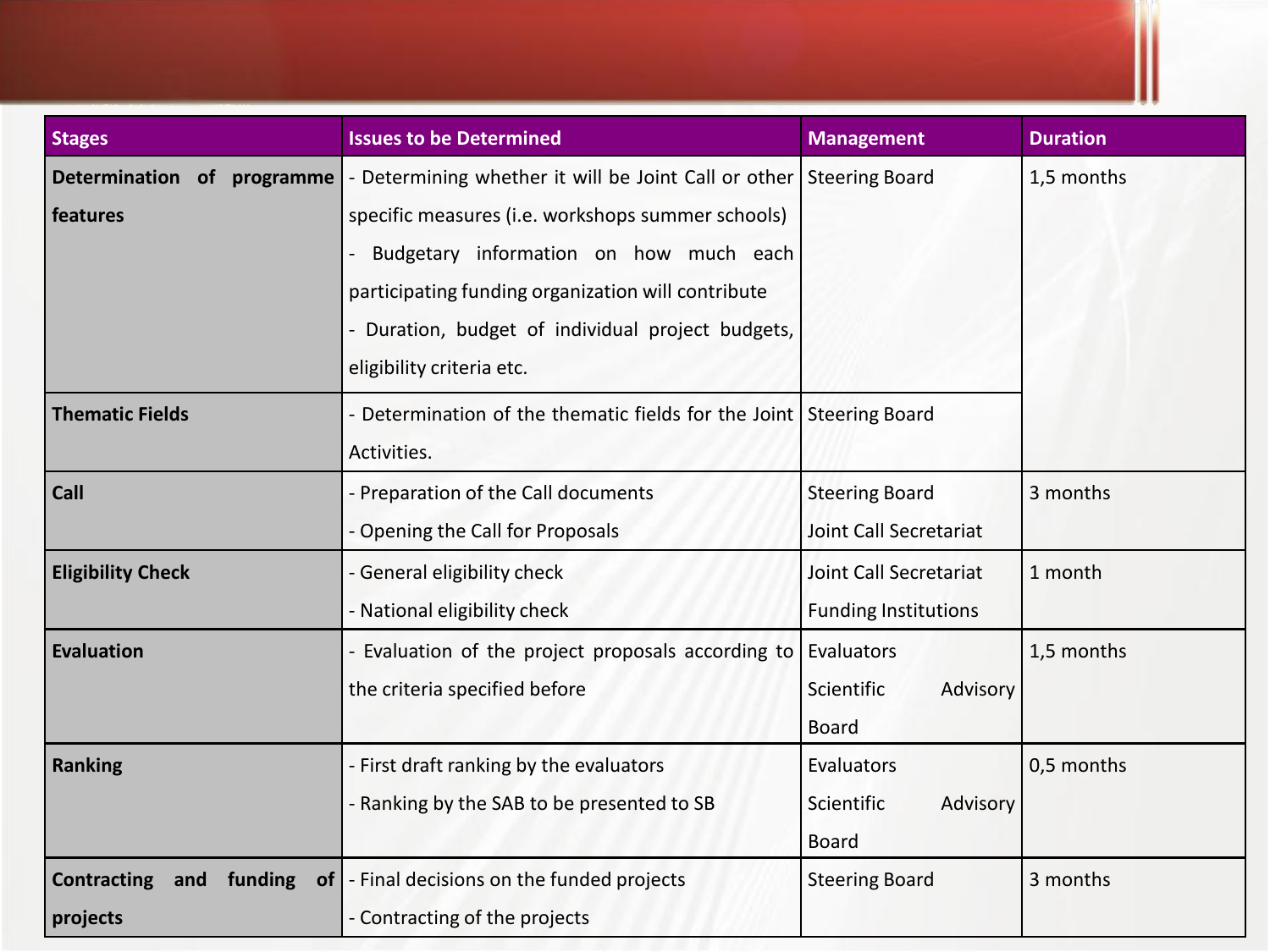| Stages | Issues to be Determined | Management | Duration |
|---|---|---|---|
| **Determination of programme features** | - Determining whether it will be Joint Call or other specific measures (i.e. workshops summer schools)<br>- Budgetary information on how much each participating funding organization will contribute<br>- Duration, budget of individual project budgets, eligibility criteria etc. | Steering Board | 1,5 months |
| **Thematic Fields** | - Determination of the thematic fields for the Joint Activities. | Steering Board | |
| **Call** | - Preparation of the Call documents<br>- Opening the Call for Proposals | Steering Board<br>Joint Call Secretariat | 3 months |
| **Eligibility Check** | - General eligibility check<br>- National eligibility check | Joint Call Secretariat<br>Funding Institutions | 1 month |
| **Evaluation** | - Evaluation of the project proposals according to the criteria specified before | Evaluators<br>Scientific Advisory Board | 1,5 months |
| **Ranking** | - First draft ranking by the evaluators<br>- Ranking by the SAB to be presented to SB | Evaluators<br>Scientific Advisory Board | 0,5 months |
| **Contracting and funding of projects** | - Final decisions on the funded projects<br>- Contracting of the projects | Steering Board | 3 months |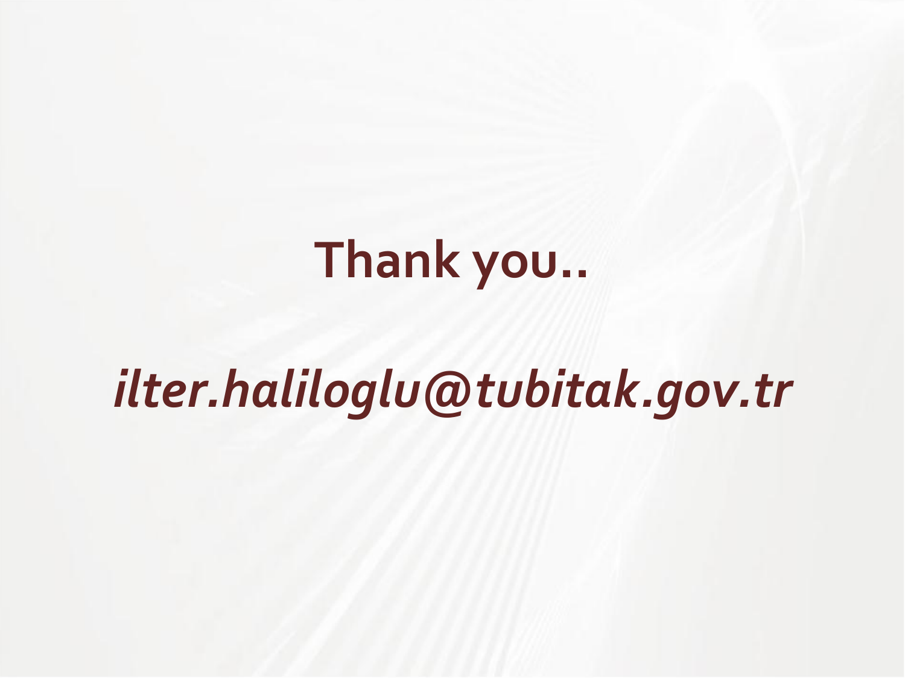**Thank you..**

*ilter.haliloglu@tubitak.gov.tr*